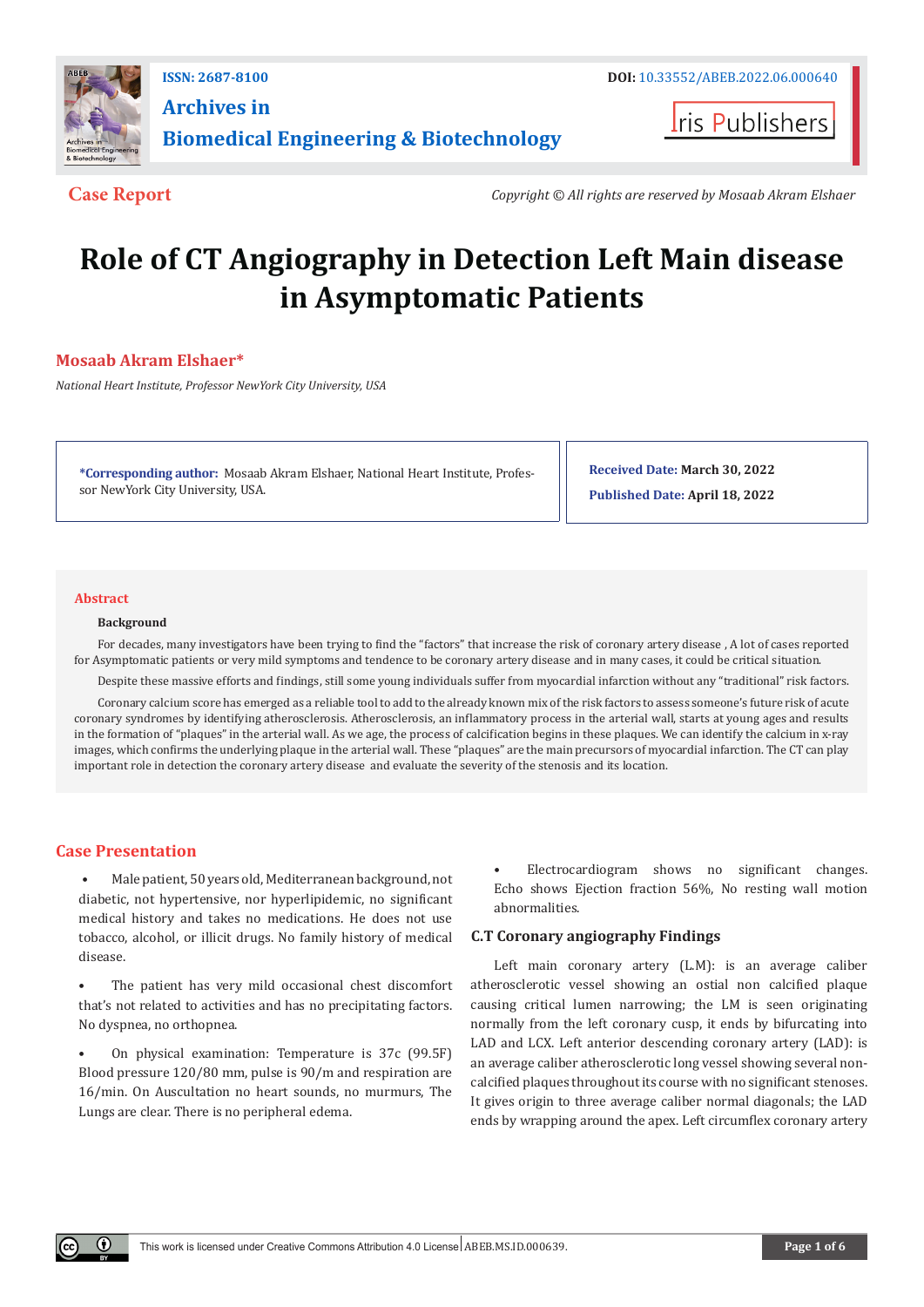ISSN: 2687-8100

DOI: 10.33552/ABEB.2022.06.000640

# Archives in Biomedical Engineering & Biotechnology

Iris Publishers

**Case Report**

*Copyright © All rights are reserved by Mosaab Akram Elshaer*

# Role of CT Angiography in Detection Left Main disease in Asymptomatic Patients

**Mosaab Akram Elshaer***

*National Heart Institute, Professor NewYork City University, USA*

**\*Corresponding author:** Mosaab Akram Elshaer, National Heart Institute, Professor NewYork City University, USA.

**Received Date:** March 30, 2022

**Published Date:** April 18, 2022

## Abstract

### Background

For decades, many investigators have been trying to find the "factors" that increase the risk of coronary artery disease , A lot of cases reported for Asymptomatic patients or very mild symptoms and tendence to be coronary artery disease and in many cases, it could be critical situation.

Despite these massive efforts and findings, still some young individuals suffer from myocardial infarction without any "traditional" risk factors.

Coronary calcium score has emerged as a reliable tool to add to the already known mix of the risk factors to assess someone's future risk of acute coronary syndromes by identifying atherosclerosis. Atherosclerosis, an inflammatory process in the arterial wall, starts at young ages and results in the formation of "plaques" in the arterial wall. As we age, the process of calcification begins in these plaques. We can identify the calcium in x-ray images, which confirms the underlying plaque in the arterial wall. These "plaques" are the main precursors of myocardial infarction. The CT can play important role in detection the coronary artery disease and evaluate the severity of the stenosis and its location.

## Case Presentation

- Male patient, 50 years old, Mediterranean background, not diabetic, not hypertensive, nor hyperlipidemic, no significant medical history and takes no medications. He does not use tobacco, alcohol, or illicit drugs. No family history of medical disease.

- The patient has very mild occasional chest discomfort that's not related to activities and has no precipitating factors. No dyspnea, no orthopnea.

- On physical examination: Temperature is 37c (99.5F) Blood pressure 120/80 mm, pulse is 90/m and respiration are 16/min. On Auscultation no heart sounds, no murmurs, The Lungs are clear. There is no peripheral edema.

- Electrocardiogram shows no significant changes. Echo shows Ejection fraction 56%, No resting wall motion abnormalities.

### C.T Coronary angiography Findings

Left main coronary artery (L.M): is an average caliber atherosclerotic vessel showing an ostial non calcified plaque causing critical lumen narrowing; the LM is seen originating normally from the left coronary cusp, it ends by bifurcating into LAD and LCX. Left anterior descending coronary artery (LAD): is an average caliber atherosclerotic long vessel showing several non-calcified plaques throughout its course with no significant stenoses. It gives origin to three average caliber normal diagonals; the LAD ends by wrapping around the apex. Left circumflex coronary artery

This work is licensed under Creative Commons Attribution 4.0 License | ABEB.MS.ID.000639.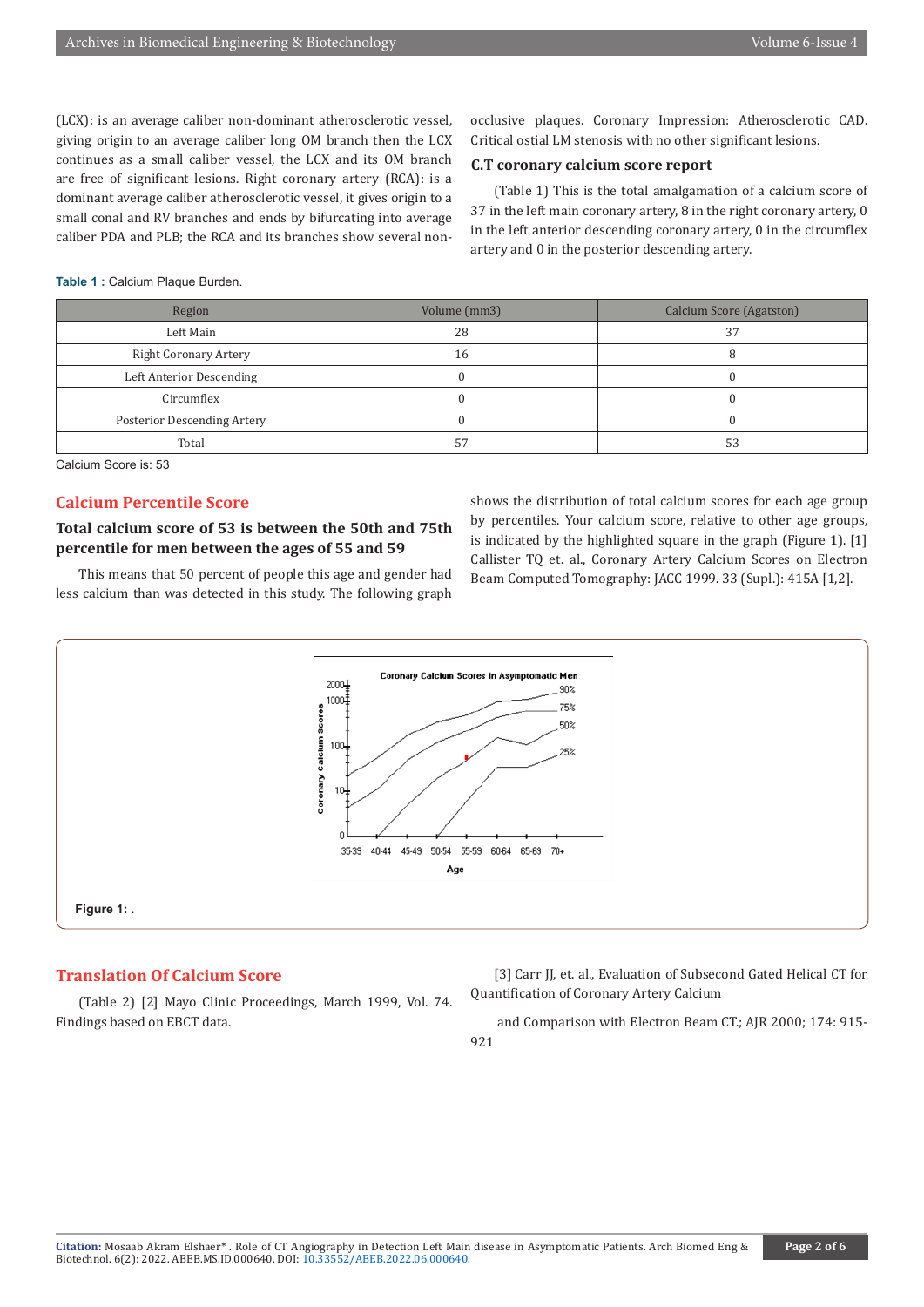(LCX): is an average caliber non-dominant atherosclerotic vessel, giving origin to an average caliber long OM branch then the LCX continues as a small caliber vessel, the LCX and its OM branch are free of significant lesions. Right coronary artery (RCA): is a dominant average caliber atherosclerotic vessel, it gives origin to a small conal and RV branches and ends by bifurcating into average caliber PDA and PLB; the RCA and its branches show several non-occlusive plaques. Coronary Impression: Atherosclerotic CAD. Critical ostial LM stenosis with no other significant lesions.

### C.T coronary calcium score report

(Table 1) This is the total amalgamation of a calcium score of 37 in the left main coronary artery, 8 in the right coronary artery, 0 in the left anterior descending coronary artery, 0 in the circumflex artery and 0 in the posterior descending artery.

**Table 1 :** Calcium Plaque Burden.

| Region | Volume (mm3) | Calcium Score (Agatston) |
|---|---|---|
| Left Main | 28 | 37 |
| Right Coronary Artery | 16 | 8 |
| Left Anterior Descending | 0 | 0 |
| Circumflex | 0 | 0 |
| Posterior Descending Artery | 0 | 0 |
| Total | 57 | 53 |

Calcium Score is: 53

## Calcium Percentile Score

### Total calcium score of 53 is between the 50th and 75th percentile for men between the ages of 55 and 59

This means that 50 percent of people this age and gender had less calcium than was detected in this study. The following graph shows the distribution of total calcium scores for each age group by percentiles. Your calcium score, relative to other age groups, is indicated by the highlighted square in the graph (Figure 1). [1] Callister TQ et. al., Coronary Artery Calcium Scores on Electron Beam Computed Tomography: JACC 1999. 33 (Supl.): 415A [1,2].

**Figure 1:** .

## Translation Of Calcium Score

(Table 2) [2] Mayo Clinic Proceedings, March 1999, Vol. 74. Findings based on EBCT data.

[3] Carr JJ, et. al., Evaluation of Subsecond Gated Helical CT for Quantification of Coronary Artery Calcium

and Comparison with Electron Beam CT.; AJR 2000; 174: 915-921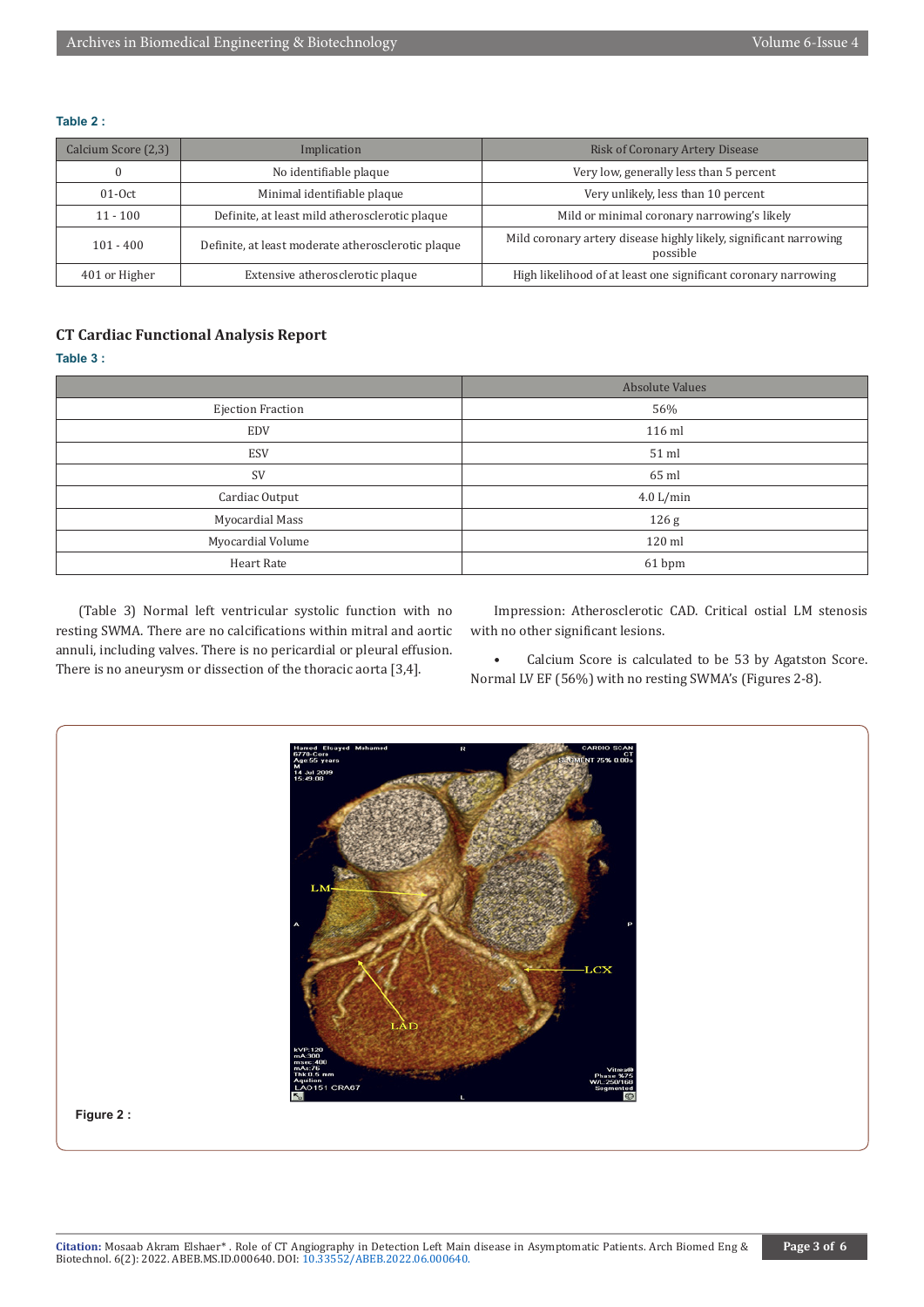**Table 2 :**

| Calcium Score (2,3) | Implication | Risk of Coronary Artery Disease |
|---|---|---|
| 0 | No identifiable plaque | Very low, generally less than 5 percent |
| 01-Oct | Minimal identifiable plaque | Very unlikely, less than 10 percent |
| 11 - 100 | Definite, at least mild atherosclerotic plaque | Mild or minimal coronary narrowing's likely |
| 101 - 400 | Definite, at least moderate atherosclerotic plaque | Mild coronary artery disease highly likely, significant narrowing possible |
| 401 or Higher | Extensive atherosclerotic plaque | High likelihood of at least one significant coronary narrowing |

### CT Cardiac Functional Analysis Report

**Table 3 :**

| | Absolute Values |
|---|---|
| Ejection Fraction | 56% |
| EDV | 116 ml |
| ESV | 51 ml |
| SV | 65 ml |
| Cardiac Output | 4.0 L/min |
| Myocardial Mass | 126 g |
| Myocardial Volume | 120 ml |
| Heart Rate | 61 bpm |

(Table 3) Normal left ventricular systolic function with no resting SWMA. There are no calcifications within mitral and aortic annuli, including valves. There is no pericardial or pleural effusion. There is no aneurysm or dissection of the thoracic aorta [3,4].

Impression: Atherosclerotic CAD. Critical ostial LM stenosis with no other significant lesions.

- Calcium Score is calculated to be 53 by Agatston Score. Normal LV EF (56%) with no resting SWMA's (Figures 2-8).

**Figure 2 :**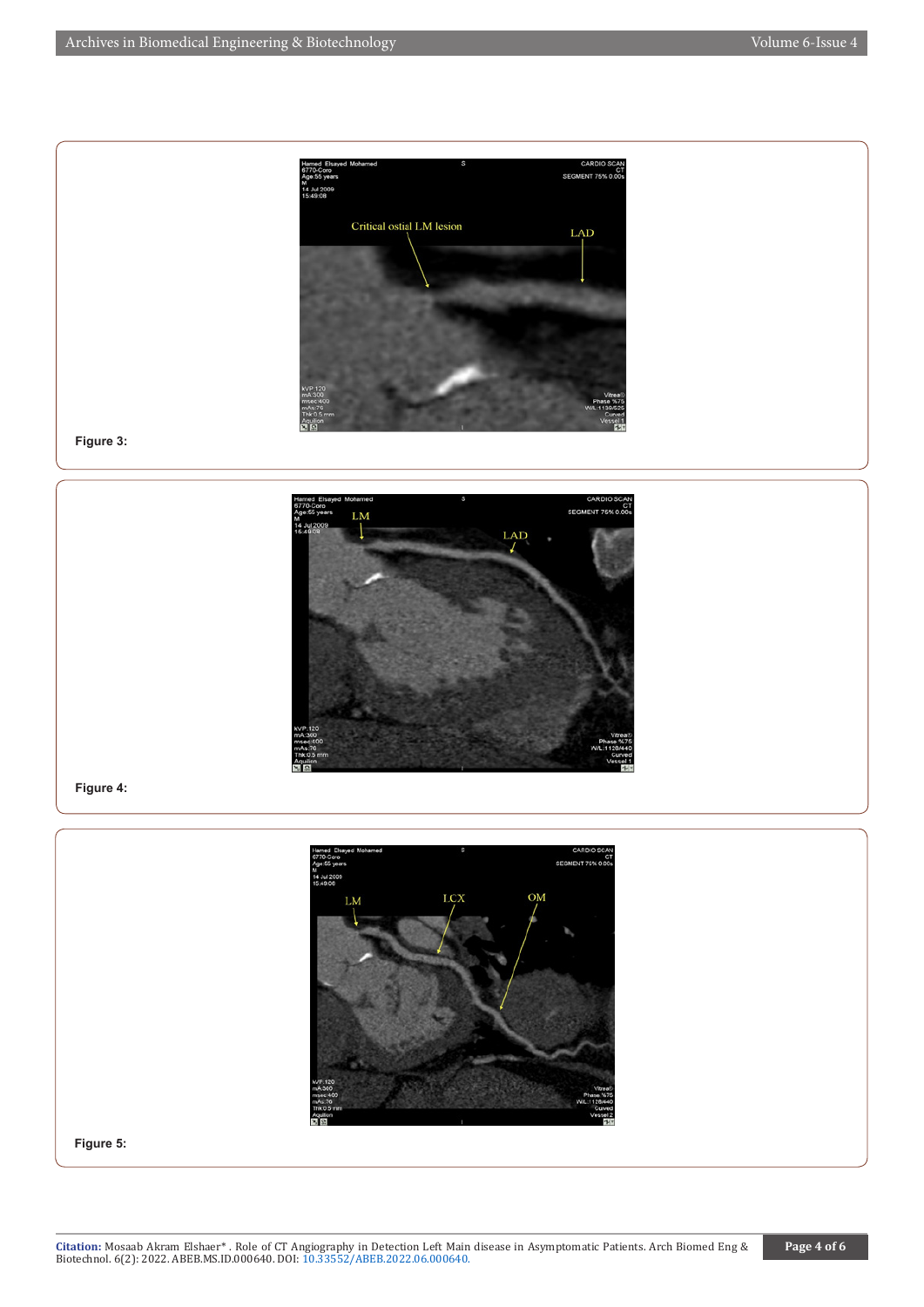Figure 3:

Figure 4:

Figure 5: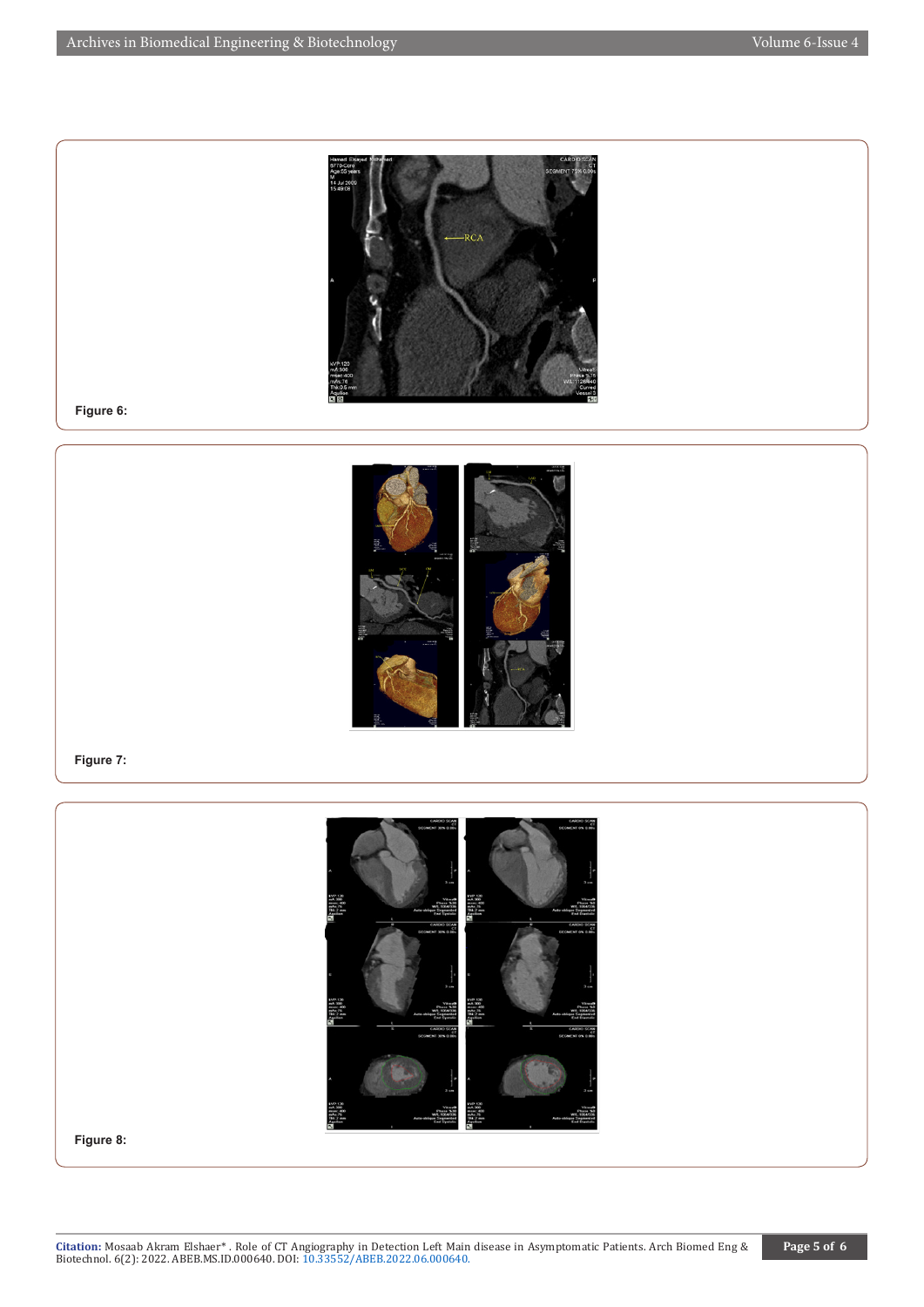Figure 6:

Figure 7:

Figure 8: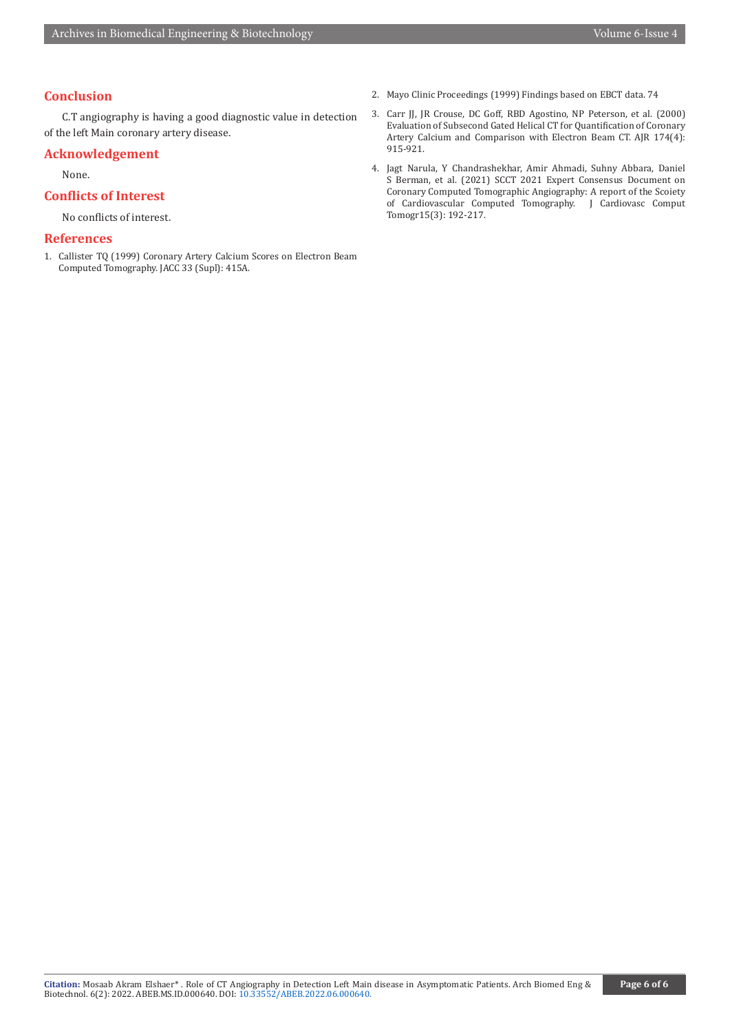## Conclusion

C.T angiography is having a good diagnostic value in detection of the left Main coronary artery disease.

## Acknowledgement

None.

## Conflicts of Interest

No conflicts of interest.

## References

1. Callister TQ (1999) Coronary Artery Calcium Scores on Electron Beam Computed Tomography. JACC 33 (Supl): 415A.
2. Mayo Clinic Proceedings (1999) Findings based on EBCT data. 74
3. Carr JJ, JR Crouse, DC Goff, RBD Agostino, NP Peterson, et al. (2000) Evaluation of Subsecond Gated Helical CT for Quantification of Coronary Artery Calcium and Comparison with Electron Beam CT. AJR 174(4): 915-921.
4. Jagt Narula, Y Chandrashekhar, Amir Ahmadi, Suhny Abbara, Daniel S Berman, et al. (2021) SCCT 2021 Expert Consensus Document on Coronary Computed Tomographic Angiography: A report of the Scoiety of Cardiovascular Computed Tomography. J Cardiovasc Comput Tomogr15(3): 192-217.